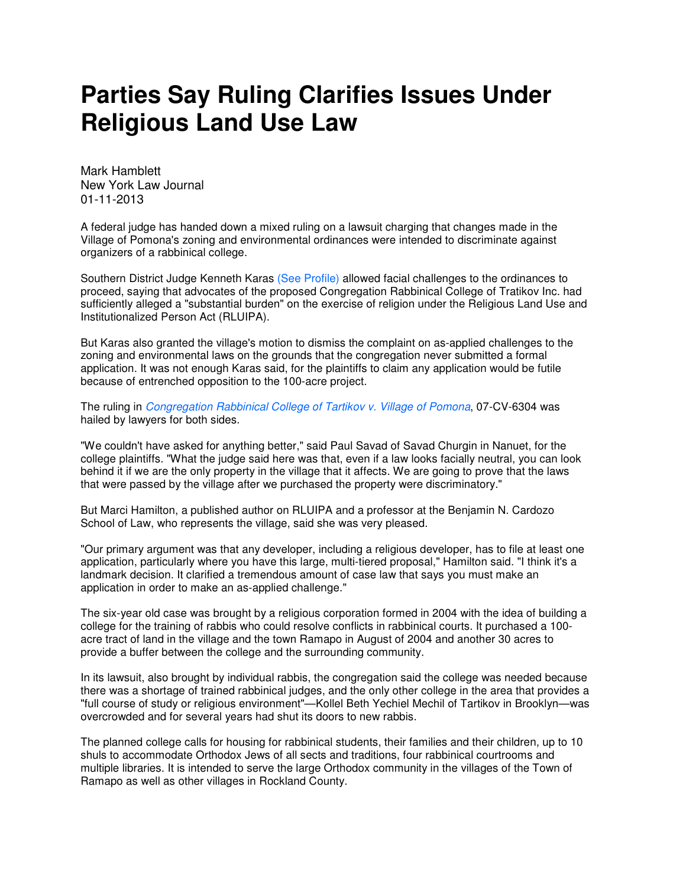# Parties Say Ruling Clarifies Issues Under Religious Land Use Law

Mark Hamblett
New York Law Journal
01-11-2013

A federal judge has handed down a mixed ruling on a lawsuit charging that changes made in the Village of Pomona's zoning and environmental ordinances were intended to discriminate against organizers of a rabbinical college.

Southern District Judge Kenneth Karas (See Profile) allowed facial challenges to the ordinances to proceed, saying that advocates of the proposed Congregation Rabbinical College of Tratikov Inc. had sufficiently alleged a "substantial burden" on the exercise of religion under the Religious Land Use and Institutionalized Person Act (RLUIPA).

But Karas also granted the village's motion to dismiss the complaint on as-applied challenges to the zoning and environmental laws on the grounds that the congregation never submitted a formal application. It was not enough Karas said, for the plaintiffs to claim any application would be futile because of entrenched opposition to the 100-acre project.

The ruling in *Congregation Rabbinical College of Tartikov v. Village of Pomona*, 07-CV-6304 was hailed by lawyers for both sides.

"We couldn't have asked for anything better," said Paul Savad of Savad Churgin in Nanuet, for the college plaintiffs. "What the judge said here was that, even if a law looks facially neutral, you can look behind it if we are the only property in the village that it affects. We are going to prove that the laws that were passed by the village after we purchased the property were discriminatory."

But Marci Hamilton, a published author on RLUIPA and a professor at the Benjamin N. Cardozo School of Law, who represents the village, said she was very pleased.

"Our primary argument was that any developer, including a religious developer, has to file at least one application, particularly where you have this large, multi-tiered proposal," Hamilton said. "I think it's a landmark decision. It clarified a tremendous amount of case law that says you must make an application in order to make an as-applied challenge."

The six-year old case was brought by a religious corporation formed in 2004 with the idea of building a college for the training of rabbis who could resolve conflicts in rabbinical courts. It purchased a 100-acre tract of land in the village and the town Ramapo in August of 2004 and another 30 acres to provide a buffer between the college and the surrounding community.

In its lawsuit, also brought by individual rabbis, the congregation said the college was needed because there was a shortage of trained rabbinical judges, and the only other college in the area that provides a "full course of study or religious environment"—Kollel Beth Yechiel Mechil of Tartikov in Brooklyn—was overcrowded and for several years had shut its doors to new rabbis.

The planned college calls for housing for rabbinical students, their families and their children, up to 10 shuls to accommodate Orthodox Jews of all sects and traditions, four rabbinical courtrooms and multiple libraries. It is intended to serve the large Orthodox community in the villages of the Town of Ramapo as well as other villages in Rockland County.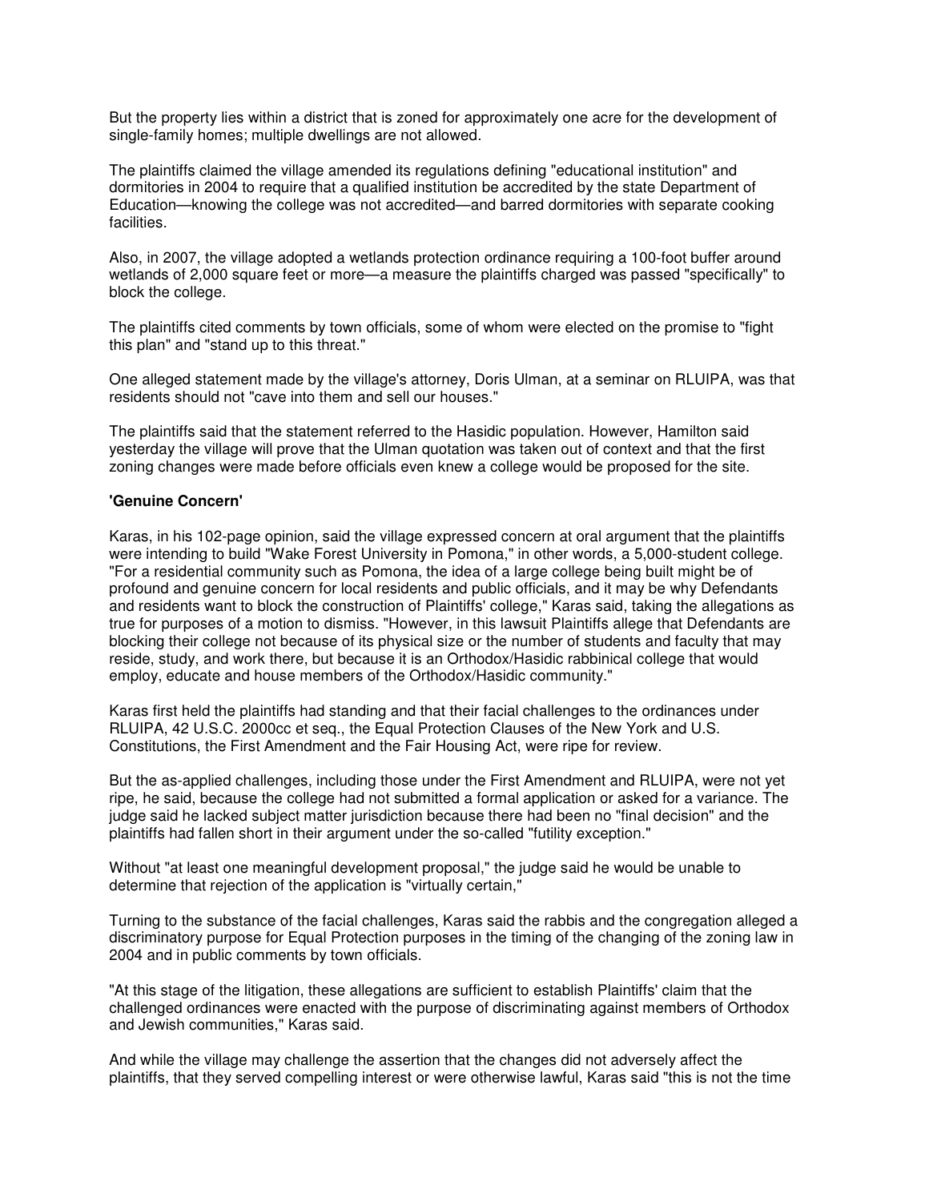But the property lies within a district that is zoned for approximately one acre for the development of single-family homes; multiple dwellings are not allowed.

The plaintiffs claimed the village amended its regulations defining "educational institution" and dormitories in 2004 to require that a qualified institution be accredited by the state Department of Education—knowing the college was not accredited—and barred dormitories with separate cooking facilities.

Also, in 2007, the village adopted a wetlands protection ordinance requiring a 100-foot buffer around wetlands of 2,000 square feet or more—a measure the plaintiffs charged was passed "specifically" to block the college.

The plaintiffs cited comments by town officials, some of whom were elected on the promise to "fight this plan" and "stand up to this threat."

One alleged statement made by the village's attorney, Doris Ulman, at a seminar on RLUIPA, was that residents should not "cave into them and sell our houses."

The plaintiffs said that the statement referred to the Hasidic population. However, Hamilton said yesterday the village will prove that the Ulman quotation was taken out of context and that the first zoning changes were made before officials even knew a college would be proposed for the site.

**'Genuine Concern'**

Karas, in his 102-page opinion, said the village expressed concern at oral argument that the plaintiffs were intending to build "Wake Forest University in Pomona," in other words, a 5,000-student college. "For a residential community such as Pomona, the idea of a large college being built might be of profound and genuine concern for local residents and public officials, and it may be why Defendants and residents want to block the construction of Plaintiffs' college," Karas said, taking the allegations as true for purposes of a motion to dismiss. "However, in this lawsuit Plaintiffs allege that Defendants are blocking their college not because of its physical size or the number of students and faculty that may reside, study, and work there, but because it is an Orthodox/Hasidic rabbinical college that would employ, educate and house members of the Orthodox/Hasidic community."

Karas first held the plaintiffs had standing and that their facial challenges to the ordinances under RLUIPA, 42 U.S.C. 2000cc et seq., the Equal Protection Clauses of the New York and U.S. Constitutions, the First Amendment and the Fair Housing Act, were ripe for review.

But the as-applied challenges, including those under the First Amendment and RLUIPA, were not yet ripe, he said, because the college had not submitted a formal application or asked for a variance. The judge said he lacked subject matter jurisdiction because there had been no "final decision" and the plaintiffs had fallen short in their argument under the so-called "futility exception."

Without "at least one meaningful development proposal," the judge said he would be unable to determine that rejection of the application is "virtually certain,"

Turning to the substance of the facial challenges, Karas said the rabbis and the congregation alleged a discriminatory purpose for Equal Protection purposes in the timing of the changing of the zoning law in 2004 and in public comments by town officials.

"At this stage of the litigation, these allegations are sufficient to establish Plaintiffs' claim that the challenged ordinances were enacted with the purpose of discriminating against members of Orthodox and Jewish communities," Karas said.

And while the village may challenge the assertion that the changes did not adversely affect the plaintiffs, that they served compelling interest or were otherwise lawful, Karas said "this is not the time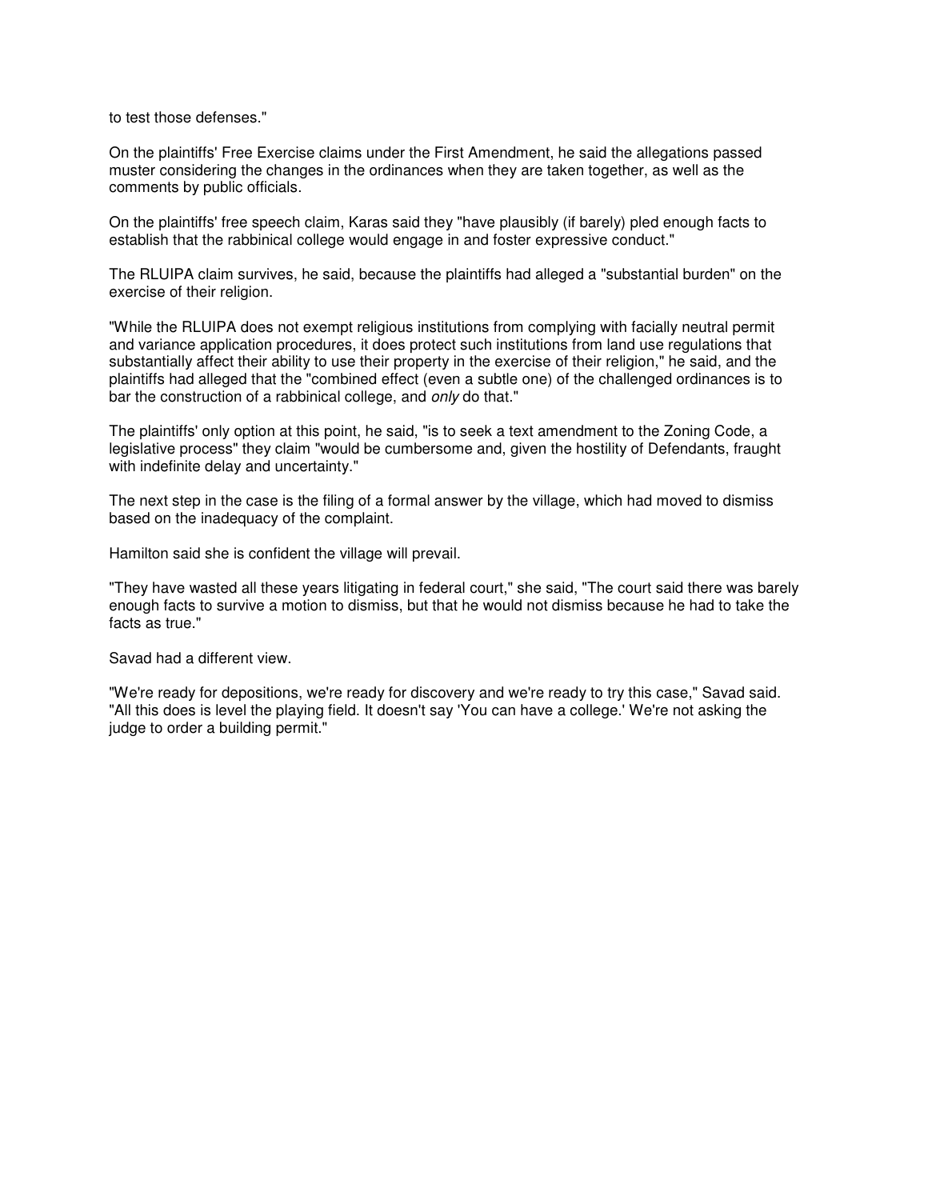to test those defenses."

On the plaintiffs' Free Exercise claims under the First Amendment, he said the allegations passed muster considering the changes in the ordinances when they are taken together, as well as the comments by public officials.

On the plaintiffs' free speech claim, Karas said they "have plausibly (if barely) pled enough facts to establish that the rabbinical college would engage in and foster expressive conduct."

The RLUIPA claim survives, he said, because the plaintiffs had alleged a "substantial burden" on the exercise of their religion.

"While the RLUIPA does not exempt religious institutions from complying with facially neutral permit and variance application procedures, it does protect such institutions from land use regulations that substantially affect their ability to use their property in the exercise of their religion," he said, and the plaintiffs had alleged that the "combined effect (even a subtle one) of the challenged ordinances is to bar the construction of a rabbinical college, and *only* do that."

The plaintiffs' only option at this point, he said, "is to seek a text amendment to the Zoning Code, a legislative process" they claim "would be cumbersome and, given the hostility of Defendants, fraught with indefinite delay and uncertainty."

The next step in the case is the filing of a formal answer by the village, which had moved to dismiss based on the inadequacy of the complaint.

Hamilton said she is confident the village will prevail.

"They have wasted all these years litigating in federal court," she said, "The court said there was barely enough facts to survive a motion to dismiss, but that he would not dismiss because he had to take the facts as true."

Savad had a different view.

"We're ready for depositions, we're ready for discovery and we're ready to try this case," Savad said. "All this does is level the playing field. It doesn't say 'You can have a college.' We're not asking the judge to order a building permit."